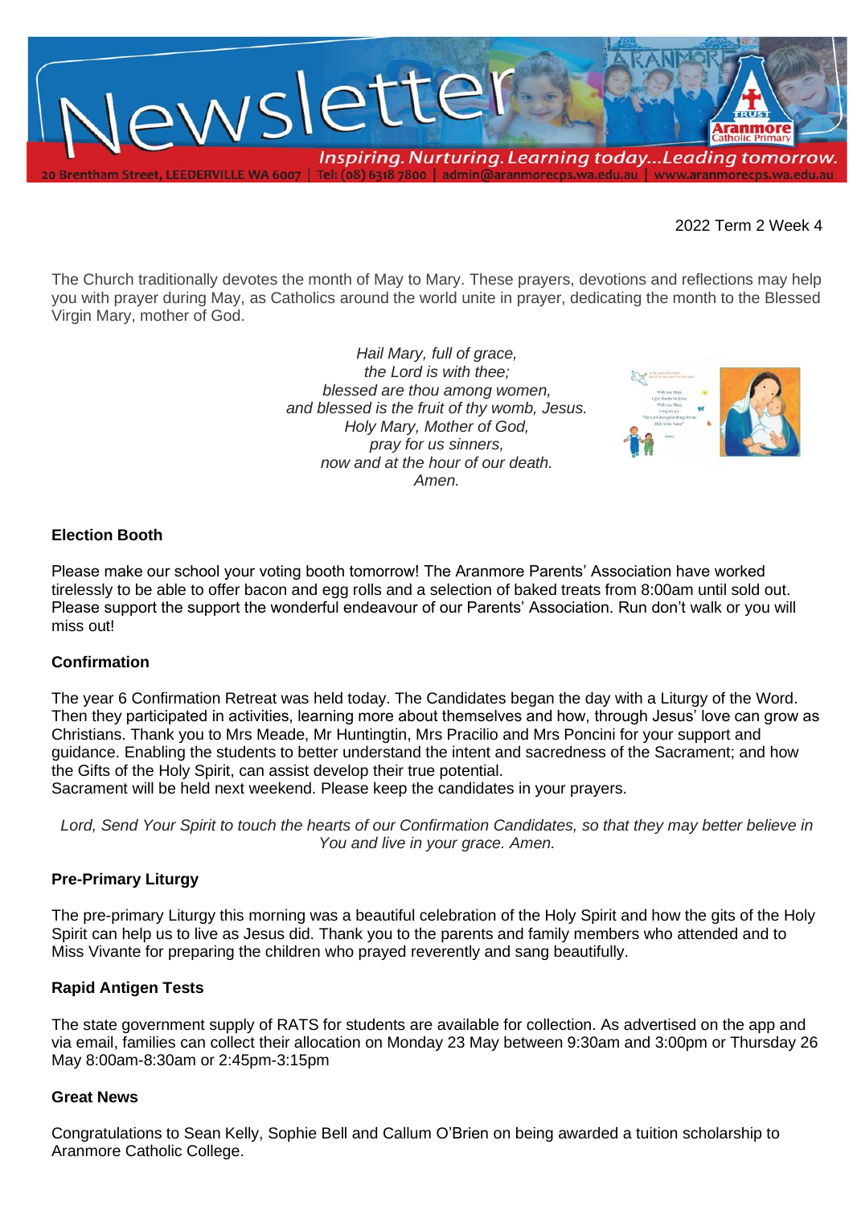# Newsletter

*Inspiring. Nurturing. Learning today...Leading tomorrow.*

20 Brentham Street, LEEDERVILLE WA 6007 | Tel: (08) 6318 7800 | admin@aranmorecps.wa.edu.au | www.aranmorecps.wa.edu.au

2022 Term 2 Week 4

The Church traditionally devotes the month of May to Mary. These prayers, devotions and reflections may help you with prayer during May, as Catholics around the world unite in prayer, dedicating the month to the Blessed Virgin Mary, mother of God.

*Hail Mary, full of grace,*
*the Lord is with thee;*
*blessed are thou among women,*
*and blessed is the fruit of thy womb, Jesus.*
*Holy Mary, Mother of God,*
*pray for us sinners,*
*now and at the hour of our death.*
*Amen.*

**Election Booth**

Please make our school your voting booth tomorrow! The Aranmore Parents' Association have worked tirelessly to be able to offer bacon and egg rolls and a selection of baked treats from 8:00am until sold out. Please support the support the wonderful endeavour of our Parents' Association. Run don't walk or you will miss out!

**Confirmation**

The year 6 Confirmation Retreat was held today. The Candidates began the day with a Liturgy of the Word. Then they participated in activities, learning more about themselves and how, through Jesus' love can grow as Christians. Thank you to Mrs Meade, Mr Huntingtin, Mrs Pracilio and Mrs Poncini for your support and guidance. Enabling the students to better understand the intent and sacredness of the Sacrament; and how the Gifts of the Holy Spirit, can assist develop their true potential.
Sacrament will be held next weekend. Please keep the candidates in your prayers.

*Lord, Send Your Spirit to touch the hearts of our Confirmation Candidates, so that they may better believe in You and live in your grace. Amen.*

**Pre-Primary Liturgy**

The pre-primary Liturgy this morning was a beautiful celebration of the Holy Spirit and how the gits of the Holy Spirit can help us to live as Jesus did. Thank you to the parents and family members who attended and to Miss Vivante for preparing the children who prayed reverently and sang beautifully.

**Rapid Antigen Tests**

The state government supply of RATS for students are available for collection. As advertised on the app and via email, families can collect their allocation on Monday 23 May between 9:30am and 3:00pm or Thursday 26 May 8:00am-8:30am or 2:45pm-3:15pm

**Great News**

Congratulations to Sean Kelly, Sophie Bell and Callum O'Brien on being awarded a tuition scholarship to Aranmore Catholic College.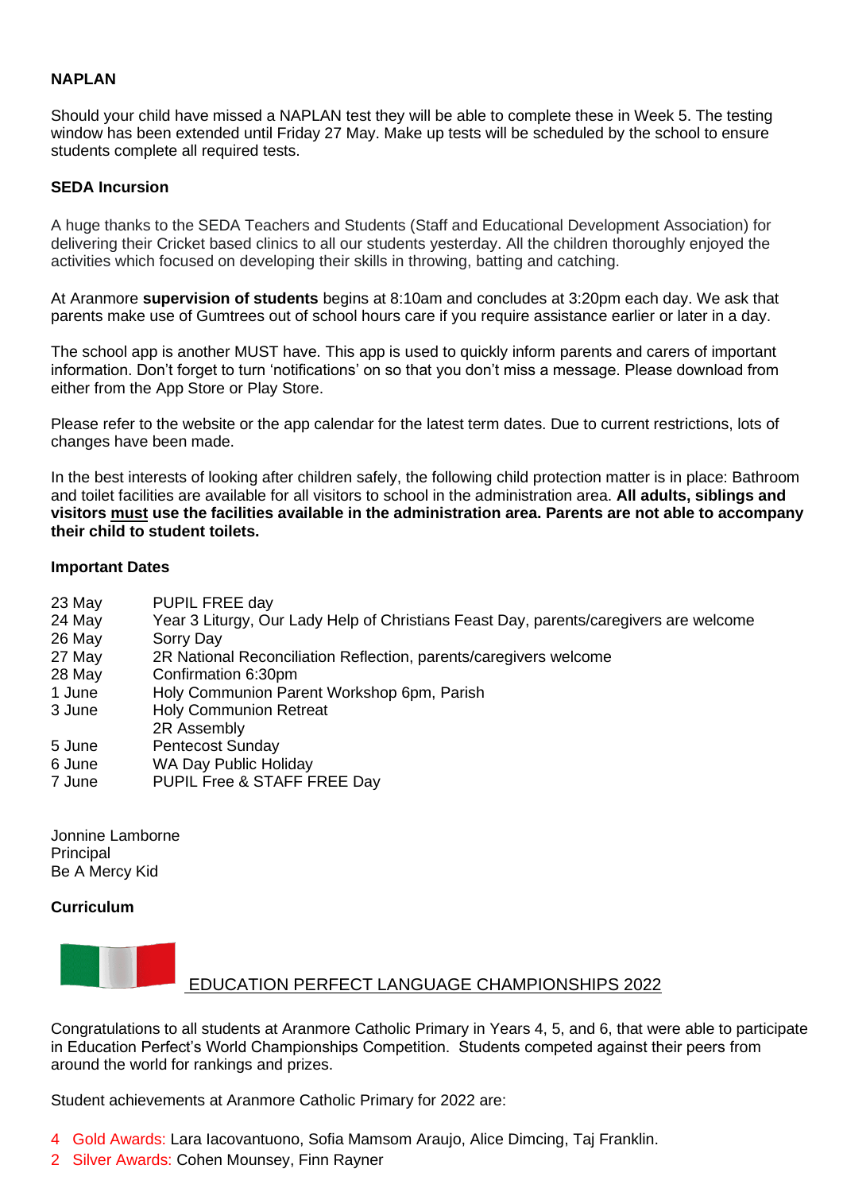**NAPLAN**

Should your child have missed a NAPLAN test they will be able to complete these in Week 5. The testing window has been extended until Friday 27 May. Make up tests will be scheduled by the school to ensure students complete all required tests.

**SEDA Incursion**

A huge thanks to the SEDA Teachers and Students (Staff and Educational Development Association) for delivering their Cricket based clinics to all our students yesterday. All the children thoroughly enjoyed the activities which focused on developing their skills in throwing, batting and catching.

At Aranmore **supervision of students** begins at 8:10am and concludes at 3:20pm each day. We ask that parents make use of Gumtrees out of school hours care if you require assistance earlier or later in a day.

The school app is another MUST have. This app is used to quickly inform parents and carers of important information. Don't forget to turn 'notifications' on so that you don't miss a message. Please download from either from the App Store or Play Store.

Please refer to the website or the app calendar for the latest term dates. Due to current restrictions, lots of changes have been made.

In the best interests of looking after children safely, the following child protection matter is in place: Bathroom and toilet facilities are available for all visitors to school in the administration area. **All adults, siblings and visitors must use the facilities available in the administration area. Parents are not able to accompany their child to student toilets.**

**Important Dates**

| | |
|---|---|
| 23 May | PUPIL FREE day |
| 24 May | Year 3 Liturgy, Our Lady Help of Christians Feast Day, parents/caregivers are welcome |
| 26 May | Sorry Day |
| 27 May | 2R National Reconciliation Reflection, parents/caregivers welcome |
| 28 May | Confirmation 6:30pm |
| 1 June | Holy Communion Parent Workshop 6pm, Parish |
| 3 June | Holy Communion Retreat |
| | 2R Assembly |
| 5 June | Pentecost Sunday |
| 6 June | WA Day Public Holiday |
| 7 June | PUPIL Free & STAFF FREE Day |

Jonnine Lamborne
Principal
Be A Mercy Kid

**Curriculum**

EDUCATION PERFECT LANGUAGE CHAMPIONSHIPS 2022

Congratulations to all students at Aranmore Catholic Primary in Years 4, 5, and 6, that were able to participate in Education Perfect's World Championships Competition. Students competed against their peers from around the world for rankings and prizes.

Student achievements at Aranmore Catholic Primary for 2022 are:

4 Gold Awards: Lara Iacovantuono, Sofia Mamsom Araujo, Alice Dimcing, Taj Franklin.
2 Silver Awards: Cohen Mounsey, Finn Rayner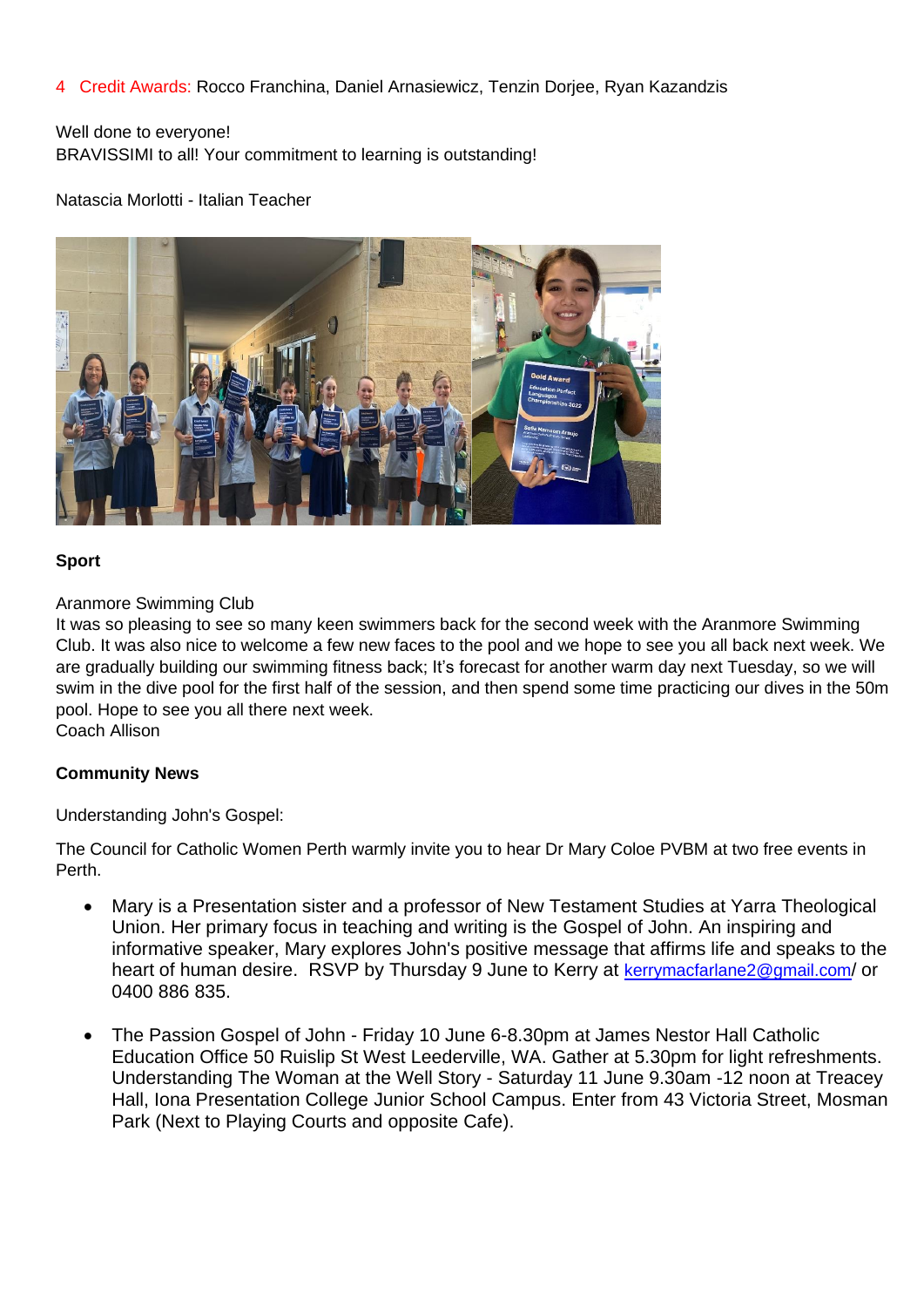4 Credit Awards: Rocco Franchina, Daniel Arnasiewicz, Tenzin Dorjee, Ryan Kazandzis

Well done to everyone!
BRAVISSIMI to all! Your commitment to learning is outstanding!

Natascia Morlotti - Italian Teacher

**Sport**

Aranmore Swimming Club
It was so pleasing to see so many keen swimmers back for the second week with the Aranmore Swimming Club. It was also nice to welcome a few new faces to the pool and we hope to see you all back next week. We are gradually building our swimming fitness back; It's forecast for another warm day next Tuesday, so we will swim in the dive pool for the first half of the session, and then spend some time practicing our dives in the 50m pool. Hope to see you all there next week.
Coach Allison

**Community News**

Understanding John's Gospel:

The Council for Catholic Women Perth warmly invite you to hear Dr Mary Coloe PVBM at two free events in Perth.

- Mary is a Presentation sister and a professor of New Testament Studies at Yarra Theological Union. Her primary focus in teaching and writing is the Gospel of John. An inspiring and informative speaker, Mary explores John's positive message that affirms life and speaks to the heart of human desire. RSVP by Thursday 9 June to Kerry at kerrymacfarlane2@gmail.com/ or 0400 886 835.

- The Passion Gospel of John - Friday 10 June 6-8.30pm at James Nestor Hall Catholic Education Office 50 Ruislip St West Leederville, WA. Gather at 5.30pm for light refreshments. Understanding The Woman at the Well Story - Saturday 11 June 9.30am -12 noon at Treacey Hall, Iona Presentation College Junior School Campus. Enter from 43 Victoria Street, Mosman Park (Next to Playing Courts and opposite Cafe).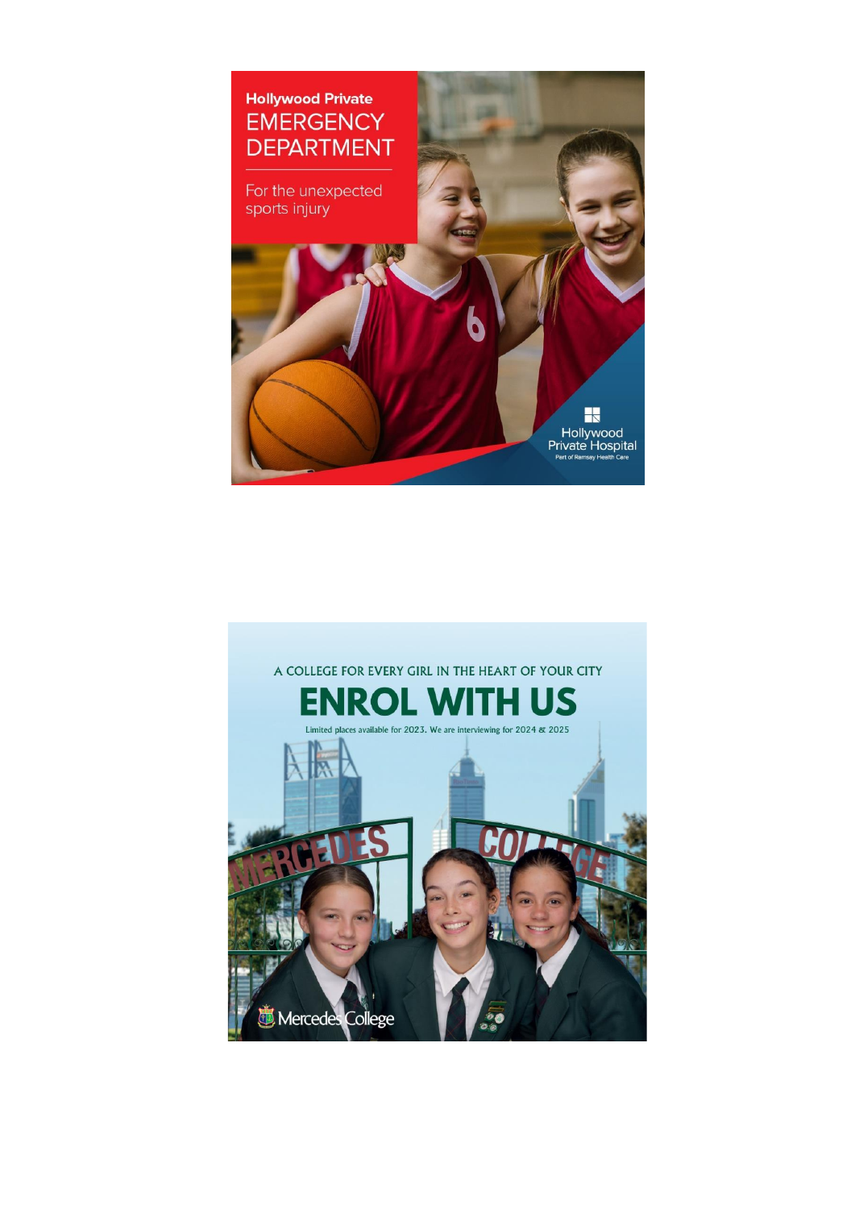Hollywood Private
EMERGENCY DEPARTMENT

For the unexpected sports injury

Hollywood Private Hospital
Part of Ramsay Health Care

A COLLEGE FOR EVERY GIRL IN THE HEART OF YOUR CITY

ENROL WITH US

Limited places available for 2023. We are interviewing for 2024 & 2025

Mercedes College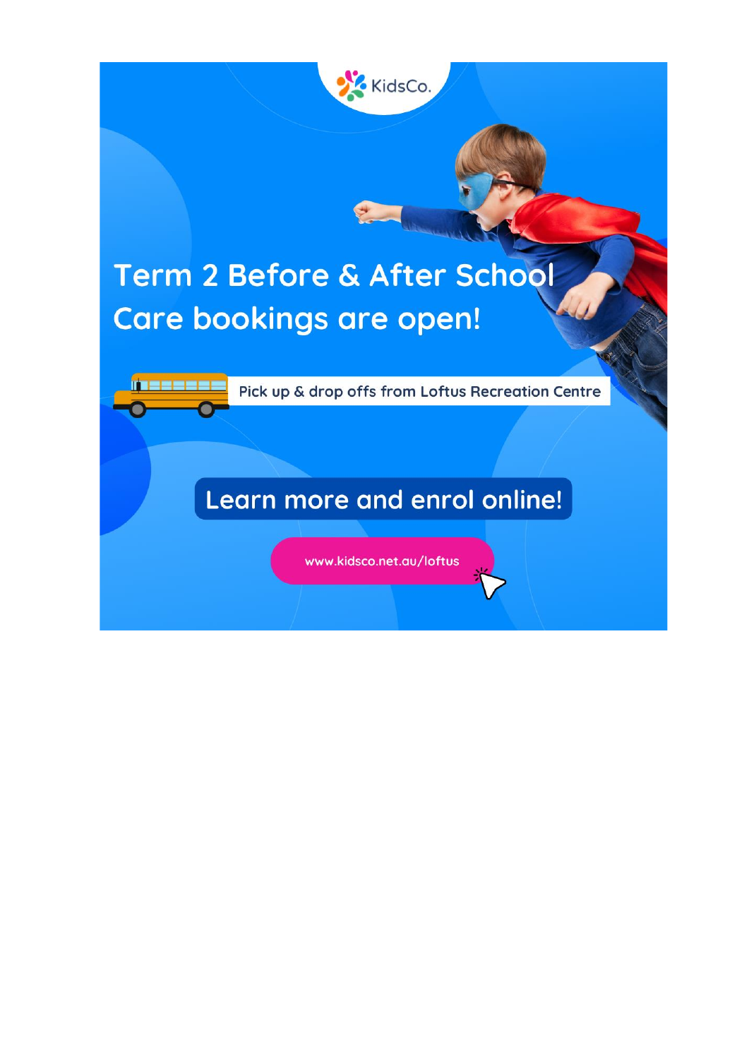KidsCo.

# Term 2 Before & After School Care bookings are open!

Pick up & drop offs from Loftus Recreation Centre

**Learn more and enrol online!**

www.kidsco.net.au/loftus